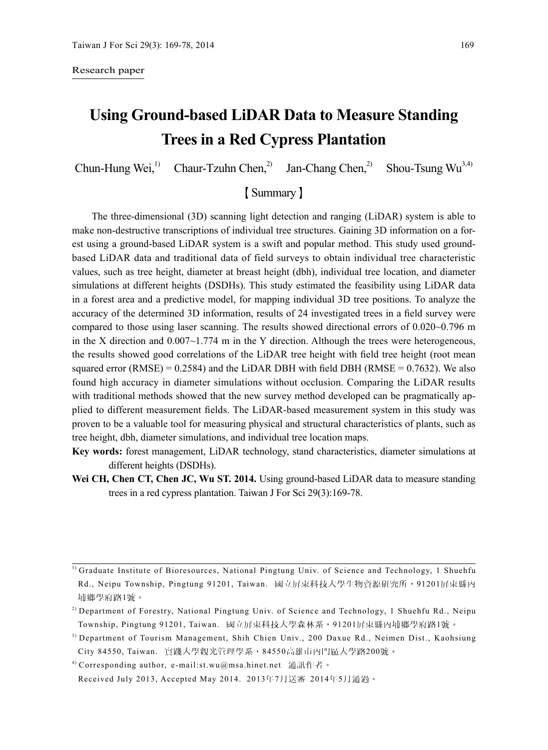Research paper

# Using Ground-based LiDAR Data to Measure Standing Trees in a Red Cypress Plantation

Chun-Hung Wei,[1] Chaur-Tzuhn Chen,[2] Jan-Chang Chen,[2] Shou-Tsung Wu[3,4]

## 【Summary】

The three-dimensional (3D) scanning light detection and ranging (LiDAR) system is able to make non-destructive transcriptions of individual tree structures. Gaining 3D information on a forest using a ground-based LiDAR system is a swift and popular method. This study used ground-based LiDAR data and traditional data of field surveys to obtain individual tree characteristic values, such as tree height, diameter at breast height (dbh), individual tree location, and diameter simulations at different heights (DSDHs). This study estimated the feasibility using LiDAR data in a forest area and a predictive model, for mapping individual 3D tree positions. To analyze the accuracy of the determined 3D information, results of 24 investigated trees in a field survey were compared to those using laser scanning. The results showed directional errors of 0.020~0.796 m in the X direction and 0.007~1.774 m in the Y direction. Although the trees were heterogeneous, the results showed good correlations of the LiDAR tree height with field tree height (root mean squared error (RMSE) = 0.2584) and the LiDAR DBH with field DBH (RMSE = 0.7632). We also found high accuracy in diameter simulations without occlusion. Comparing the LiDAR results with traditional methods showed that the new survey method developed can be pragmatically applied to different measurement fields. The LiDAR-based measurement system in this study was proven to be a valuable tool for measuring physical and structural characteristics of plants, such as tree height, dbh, diameter simulations, and individual tree location maps.

**Key words:** forest management, LiDAR technology, stand characteristics, diameter simulations at different heights (DSDHs).

**Wei CH, Chen CT, Chen JC, Wu ST. 2014.** Using ground-based LiDAR data to measure standing trees in a red cypress plantation. Taiwan J For Sci 29(3):169-78.

---

[1] Graduate Institute of Bioresources, National Pingtung Univ. of Science and Technology, 1 Shuehfu Rd., Neipu Township, Pingtung 91201, Taiwan. 國立屏東科技大學生物資源研究所，91201屏東縣內埔鄉學府路1號。

[2] Department of Forestry, National Pingtung Univ. of Science and Technology, 1 Shuehfu Rd., Neipu Township, Pingtung 91201, Taiwan. 國立屏東科技大學森林系，91201屏東縣內埔鄉學府路1號。

[3] Department of Tourism Management, Shih Chien Univ., 200 Daxue Rd., Neimen Dist., Kaohsiung City 84550, Taiwan. 實踐大學觀光管理學系，84550高雄市內門區大學路200號。

[4] Corresponding author, e-mail:st.wu@msa.hinet.net 通訊作者。

Received July 2013, Accepted May 2014. 2013年7月送審 2014年5月通過。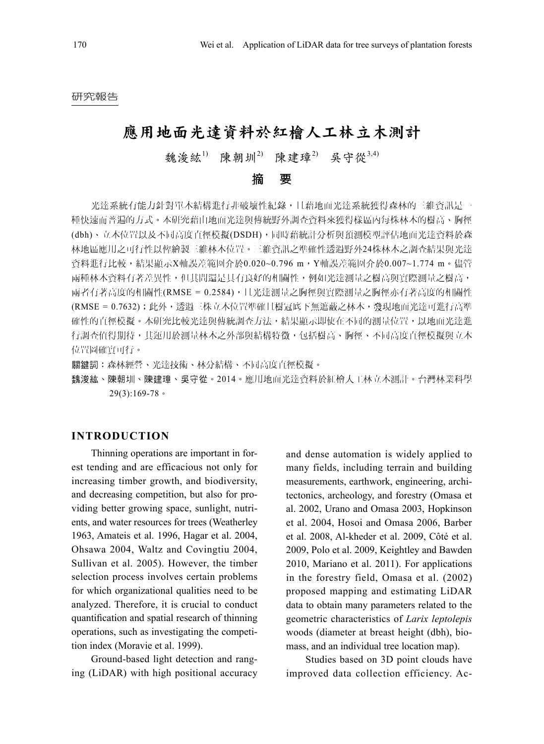研究報告

# 應用地面光達資料於紅檜人工林立木測計

魏浚紘[1)] 陳朝圳[2)] 陳建璋[2)] 吳守從[3,4)]

## 摘　要

光達系統有能力針對單木結構進行非破壞性紀錄，且藉地面光達系統獲得森林的三維資訊是一種快速而普遍的方式。本研究藉由地面光達與傳統野外調查資料來獲得樣區內每株林木的樹高、胸徑(dbh)、立木位置以及不同高度直徑模擬(DSDH)，同時藉統計分析與預測模型評估地面光達資料於森林地區應用之可行性以偉繪製三維林木位置。三維資訊之準確性透過野外24株林木之調查結果與光達資料進行比較，結果顯示X軸誤差範圍介於0.020~0.796 m，Y軸誤差範圍介於0.007~1.774 m。儘管兩種林木資料有著差異性，但其間還是具有良好的相關性，例如光達測量之樹高與實際測量之樹高，兩者有著高度的相關性(RMSE = 0.2584)，且光達測量之胸徑與實際測量之胸徑亦有著高度的相關性(RMSE = 0.7632)；此外，透過三株立木位置準確且樹冠底下無遮蔽之林木，發現地面光達可進行高準確性的直徑模擬。本研究比較光達與傳統調查方法，結果顯示即使在不同的測量位置，以地面光達進行調查值得期待，其運用於測量林木之外部與結構特徵，包括樹高、胸徑、不同高度直徑模擬與立木位置圖確實可行。

**關鍵詞**：森林經營、光達技術、林分結構、不同高度直徑模擬。

**魏浚紘、陳朝圳、陳建璋、吳守從。2014。應用地面光達資料於紅檜人工林立木測計。台灣林業科學 29(3):169-78。**

## INTRODUCTION

Thinning operations are important in forest tending and are efficacious not only for increasing timber growth, and biodiversity, and decreasing competition, but also for providing better growing space, sunlight, nutrients, and water resources for trees (Weatherley 1963, Amateis et al. 1996, Hagar et al. 2004, Ohsawa 2004, Waltz and Covingtiu 2004, Sullivan et al. 2005). However, the timber selection process involves certain problems for which organizational qualities need to be analyzed. Therefore, it is crucial to conduct quantification and spatial research of thinning operations, such as investigating the competition index (Moravie et al. 1999).

Ground-based light detection and ranging (LiDAR) with high positional accuracy and dense automation is widely applied to many fields, including terrain and building measurements, earthwork, engineering, architectonics, archeology, and forestry (Omasa et al. 2002, Urano and Omasa 2003, Hopkinson et al. 2004, Hosoi and Omasa 2006, Barber et al. 2008, Al-kheder et al. 2009, Côté et al. 2009, Polo et al. 2009, Keightley and Bawden 2010, Mariano et al. 2011). For applications in the forestry field, Omasa et al. (2002) proposed mapping and estimating LiDAR data to obtain many parameters related to the geometric characteristics of *Larix leptolepis* woods (diameter at breast height (dbh), biomass, and an individual tree location map).

Studies based on 3D point clouds have improved data collection efficiency. Ac-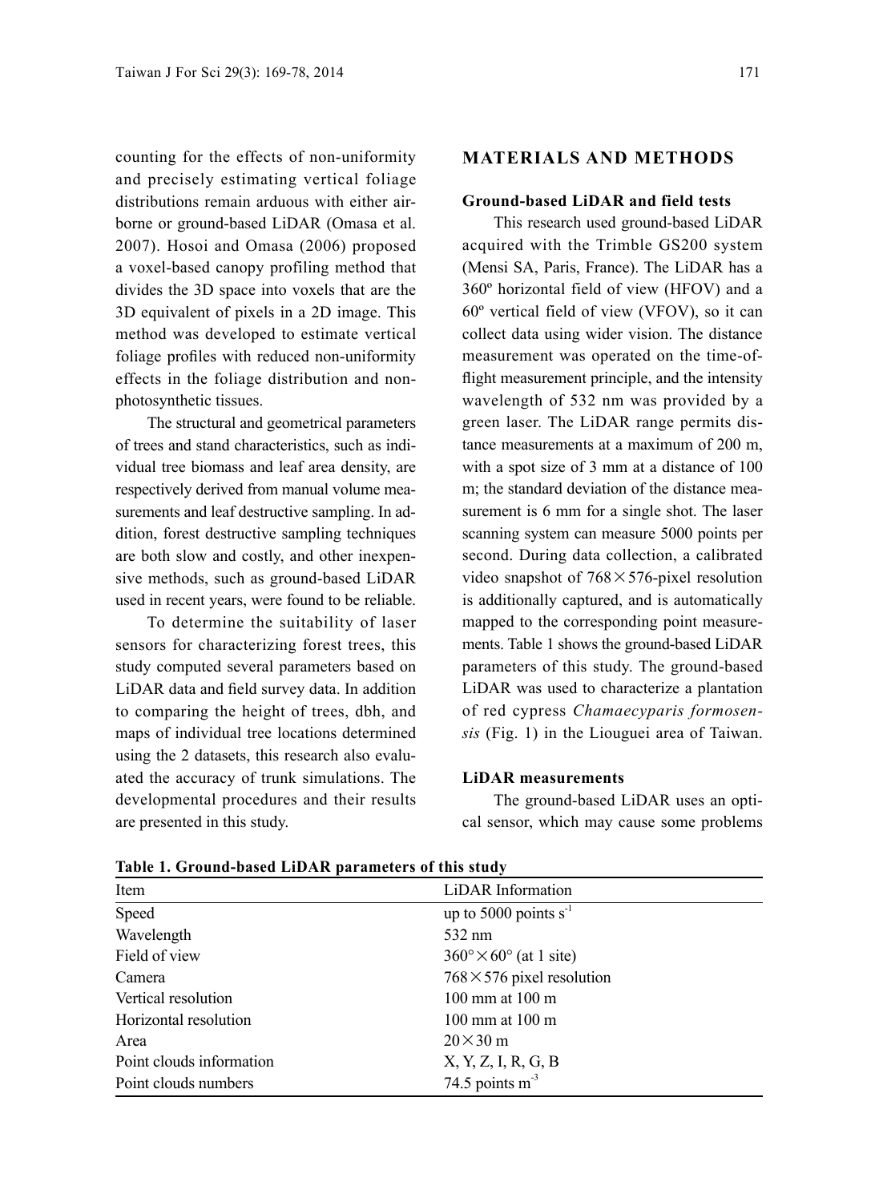counting for the effects of non-uniformity and precisely estimating vertical foliage distributions remain arduous with either airborne or ground-based LiDAR (Omasa et al. 2007). Hosoi and Omasa (2006) proposed a voxel-based canopy profiling method that divides the 3D space into voxels that are the 3D equivalent of pixels in a 2D image. This method was developed to estimate vertical foliage profiles with reduced non-uniformity effects in the foliage distribution and non-photosynthetic tissues.

The structural and geometrical parameters of trees and stand characteristics, such as individual tree biomass and leaf area density, are respectively derived from manual volume measurements and leaf destructive sampling. In addition, forest destructive sampling techniques are both slow and costly, and other inexpensive methods, such as ground-based LiDAR used in recent years, were found to be reliable.

To determine the suitability of laser sensors for characterizing forest trees, this study computed several parameters based on LiDAR data and field survey data. In addition to comparing the height of trees, dbh, and maps of individual tree locations determined using the 2 datasets, this research also evaluated the accuracy of trunk simulations. The developmental procedures and their results are presented in this study.

## MATERIALS AND METHODS

### Ground-based LiDAR and field tests

This research used ground-based LiDAR acquired with the Trimble GS200 system (Mensi SA, Paris, France). The LiDAR has a 360º horizontal field of view (HFOV) and a 60º vertical field of view (VFOV), so it can collect data using wider vision. The distance measurement was operated on the time-of-flight measurement principle, and the intensity wavelength of 532 nm was provided by a green laser. The LiDAR range permits distance measurements at a maximum of 200 m, with a spot size of 3 mm at a distance of 100 m; the standard deviation of the distance measurement is 6 mm for a single shot. The laser scanning system can measure 5000 points per second. During data collection, a calibrated video snapshot of 768×576-pixel resolution is additionally captured, and is automatically mapped to the corresponding point measurements. Table 1 shows the ground-based LiDAR parameters of this study. The ground-based LiDAR was used to characterize a plantation of red cypress *Chamaecyparis formosensis* (Fig. 1) in the Liouguei area of Taiwan.

### LiDAR measurements

The ground-based LiDAR uses an optical sensor, which may cause some problems

**Table 1. Ground-based LiDAR parameters of this study**

| Item | LiDAR Information |
|---|---|
| Speed | up to 5000 points $s^{-1}$ |
| Wavelength | 532 nm |
| Field of view | 360°×60° (at 1 site) |
| Camera | 768×576 pixel resolution |
| Vertical resolution | 100 mm at 100 m |
| Horizontal resolution | 100 mm at 100 m |
| Area | 20×30 m |
| Point clouds information | X, Y, Z, I, R, G, B |
| Point clouds numbers | 74.5 points $m^{-3}$ |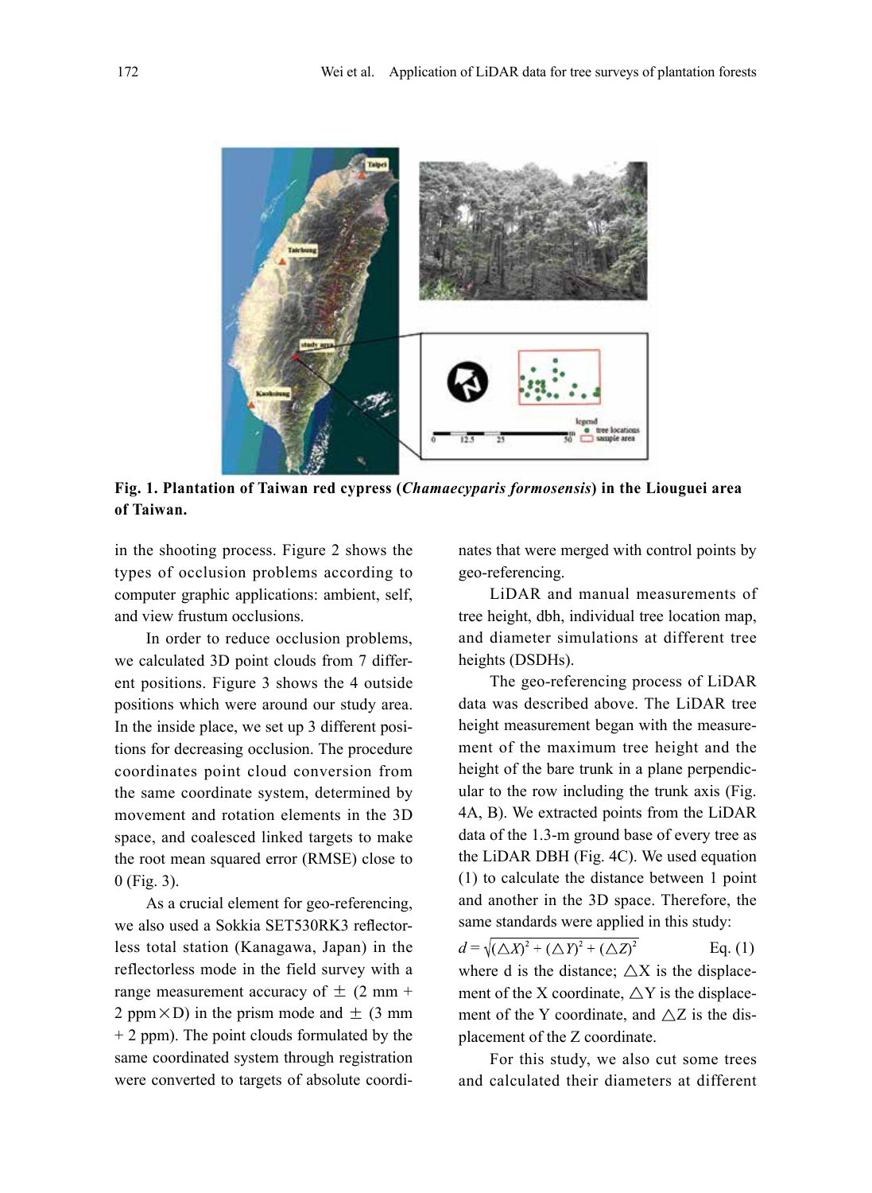**Fig. 1. Plantation of Taiwan red cypress (*Chamaecyparis formosensis*) in the Liouguei area of Taiwan.**

in the shooting process. Figure 2 shows the types of occlusion problems according to computer graphic applications: ambient, self, and view frustum occlusions.

In order to reduce occlusion problems, we calculated 3D point clouds from 7 different positions. Figure 3 shows the 4 outside positions which were around our study area. In the inside place, we set up 3 different positions for decreasing occlusion. The procedure coordinates point cloud conversion from the same coordinate system, determined by movement and rotation elements in the 3D space, and coalesced linked targets to make the root mean squared error (RMSE) close to 0 (Fig. 3).

As a crucial element for geo-referencing, we also used a Sokkia SET530RK3 reflectorless total station (Kanagawa, Japan) in the reflectorless mode in the field survey with a range measurement accuracy of ± (2 mm + 2 ppm×D) in the prism mode and ± (3 mm + 2 ppm). The point clouds formulated by the same coordinated system through registration were converted to targets of absolute coordinates that were merged with control points by geo-referencing.

LiDAR and manual measurements of tree height, dbh, individual tree location map, and diameter simulations at different tree heights (DSDHs).

The geo-referencing process of LiDAR data was described above. The LiDAR tree height measurement began with the measurement of the maximum tree height and the height of the bare trunk in a plane perpendicular to the row including the trunk axis (Fig. 4A, B). We extracted points from the LiDAR data of the 1.3-m ground base of every tree as the LiDAR DBH (Fig. 4C). We used equation (1) to calculate the distance between 1 point and another in the 3D space. Therefore, the same standards were applied in this study:

$$d = \sqrt{(\triangle X)^2 + (\triangle Y)^2 + (\triangle Z)^2} \quad \text{Eq. (1)}$$

where d is the distance; $\triangle X$ is the displacement of the X coordinate, $\triangle Y$ is the displacement of the Y coordinate, and $\triangle Z$ is the displacement of the Z coordinate.

For this study, we also cut some trees and calculated their diameters at different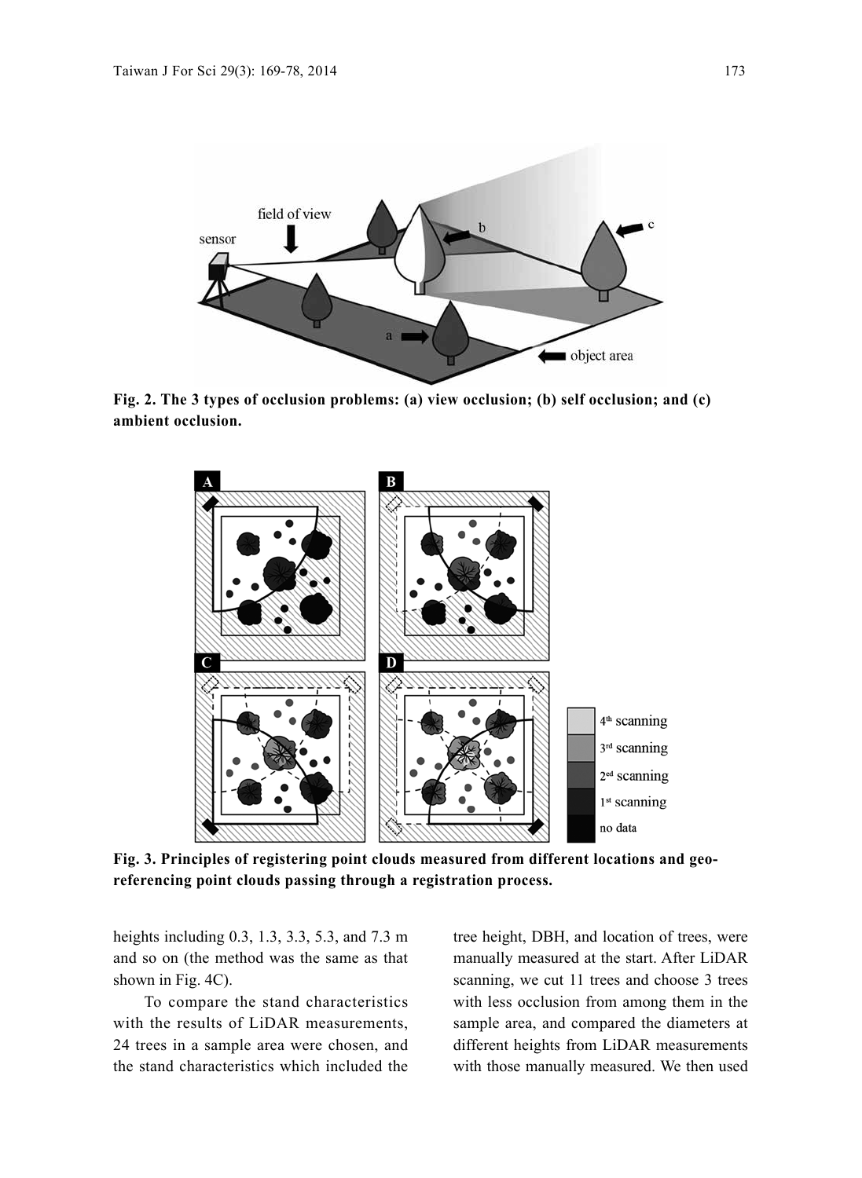**Fig. 2. The 3 types of occlusion problems: (a) view occlusion; (b) self occlusion; and (c) ambient occlusion.**

**Fig. 3. Principles of registering point clouds measured from different locations and geo-referencing point clouds passing through a registration process.**

heights including 0.3, 1.3, 3.3, 5.3, and 7.3 m and so on (the method was the same as that shown in Fig. 4C).

To compare the stand characteristics with the results of LiDAR measurements, 24 trees in a sample area were chosen, and the stand characteristics which included the tree height, DBH, and location of trees, were manually measured at the start. After LiDAR scanning, we cut 11 trees and choose 3 trees with less occlusion from among them in the sample area, and compared the diameters at different heights from LiDAR measurements with those manually measured. We then used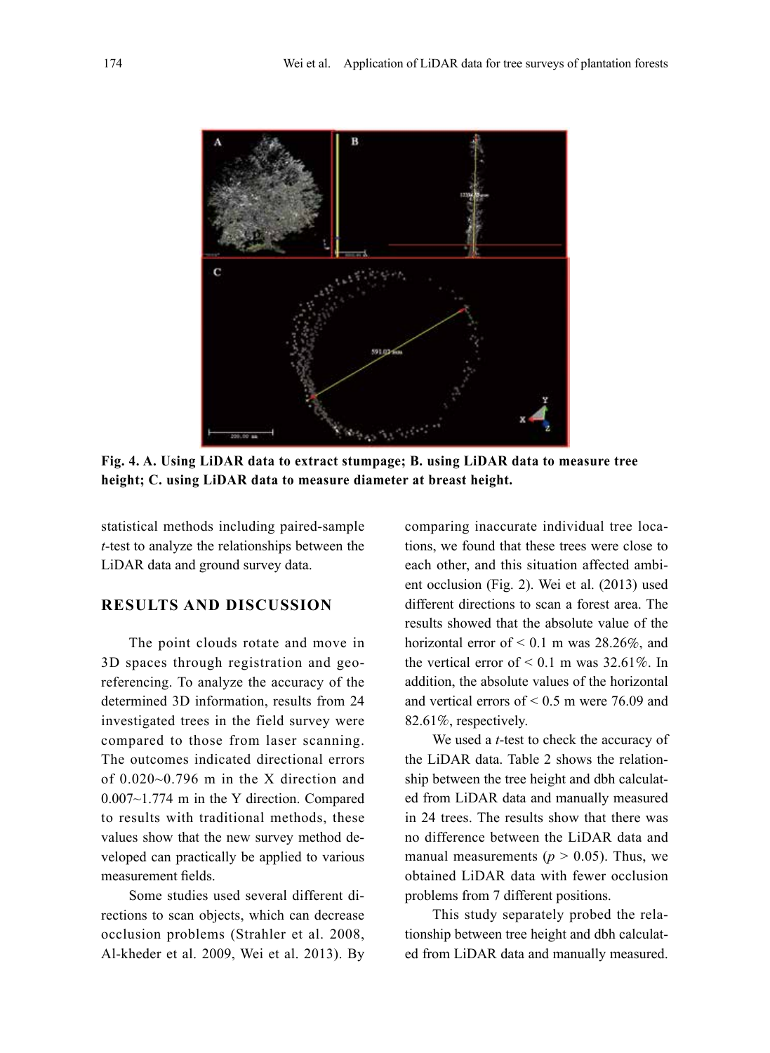**Fig. 4. A. Using LiDAR data to extract stumpage; B. using LiDAR data to measure tree height; C. using LiDAR data to measure diameter at breast height.**

statistical methods including paired-sample *t*-test to analyze the relationships between the LiDAR data and ground survey data.

## RESULTS AND DISCUSSION

The point clouds rotate and move in 3D spaces through registration and georeferencing. To analyze the accuracy of the determined 3D information, results from 24 investigated trees in the field survey were compared to those from laser scanning. The outcomes indicated directional errors of 0.020~0.796 m in the X direction and 0.007~1.774 m in the Y direction. Compared to results with traditional methods, these values show that the new survey method developed can practically be applied to various measurement fields.

Some studies used several different directions to scan objects, which can decrease occlusion problems (Strahler et al. 2008, Al-kheder et al. 2009, Wei et al. 2013). By comparing inaccurate individual tree locations, we found that these trees were close to each other, and this situation affected ambient occlusion (Fig. 2). Wei et al. (2013) used different directions to scan a forest area. The results showed that the absolute value of the horizontal error of < 0.1 m was 28.26%, and the vertical error of < 0.1 m was 32.61%. In addition, the absolute values of the horizontal and vertical errors of < 0.5 m were 76.09 and 82.61%, respectively.

We used a *t*-test to check the accuracy of the LiDAR data. Table 2 shows the relationship between the tree height and dbh calculated from LiDAR data and manually measured in 24 trees. The results show that there was no difference between the LiDAR data and manual measurements ($p > 0.05$). Thus, we obtained LiDAR data with fewer occlusion problems from 7 different positions.

This study separately probed the relationship between tree height and dbh calculated from LiDAR data and manually measured.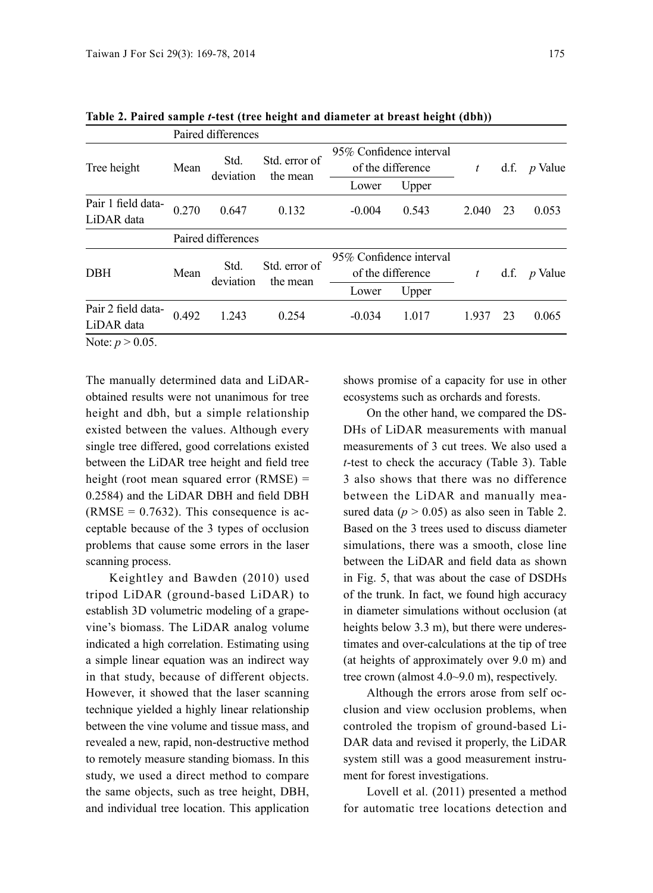**Table 2. Paired sample *t*-test (tree height and diameter at breast height (dbh))**

| | Paired differences | | | | | | | |
|---|---|---|---|---|---|---|---|---|
| Tree height | Mean | Std. deviation | Std. error of the mean | 95% Confidence interval of the difference | | $t$ | d.f. | $p$ Value |
| | | | | Lower | Upper | | | |
| Pair 1 field data-LiDAR data | 0.270 | 0.647 | 0.132 | -0.004 | 0.543 | 2.040 | 23 | 0.053 |
| | Paired differences | | | | | | | |
| DBH | Mean | Std. deviation | Std. error of the mean | 95% Confidence interval of the difference | | $t$ | d.f. | $p$ Value |
| | | | | Lower | Upper | | | |
| Pair 2 field data-LiDAR data | 0.492 | 1.243 | 0.254 | -0.034 | 1.017 | 1.937 | 23 | 0.065 |

Note: $p > 0.05$.

The manually determined data and LiDAR-obtained results were not unanimous for tree height and dbh, but a simple relationship existed between the values. Although every single tree differed, good correlations existed between the LiDAR tree height and field tree height (root mean squared error (RMSE) = 0.2584) and the LiDAR DBH and field DBH (RMSE = 0.7632). This consequence is acceptable because of the 3 types of occlusion problems that cause some errors in the laser scanning process.

Keightley and Bawden (2010) used tripod LiDAR (ground-based LiDAR) to establish 3D volumetric modeling of a grapevine's biomass. The LiDAR analog volume indicated a high correlation. Estimating using a simple linear equation was an indirect way in that study, because of different objects. However, it showed that the laser scanning technique yielded a highly linear relationship between the vine volume and tissue mass, and revealed a new, rapid, non-destructive method to remotely measure standing biomass. In this study, we used a direct method to compare the same objects, such as tree height, DBH, and individual tree location. This application shows promise of a capacity for use in other ecosystems such as orchards and forests.

On the other hand, we compared the DSDHs of LiDAR measurements with manual measurements of 3 cut trees. We also used a *t*-test to check the accuracy (Table 3). Table 3 also shows that there was no difference between the LiDAR and manually measured data ($p > 0.05$) as also seen in Table 2. Based on the 3 trees used to discuss diameter simulations, there was a smooth, close line between the LiDAR and field data as shown in Fig. 5, that was about the case of DSDHs of the trunk. In fact, we found high accuracy in diameter simulations without occlusion (at heights below 3.3 m), but there were underestimates and over-calculations at the tip of tree (at heights of approximately over 9.0 m) and tree crown (almost 4.0~9.0 m), respectively.

Although the errors arose from self occlusion and view occlusion problems, when controled the tropism of ground-based LiDAR data and revised it properly, the LiDAR system still was a good measurement instrument for forest investigations.

Lovell et al. (2011) presented a method for automatic tree locations detection and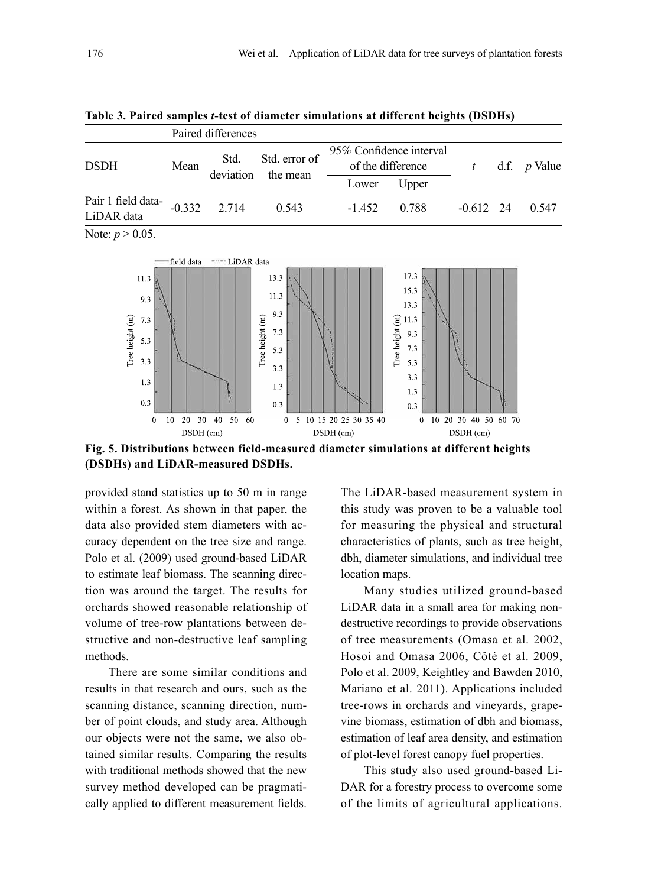**Table 3. Paired samples *t*-test of diameter simulations at different heights (DSDHs)**

| DSDH | Paired differences | | | | | $t$ | d.f. | $p$ Value |
|---|---|---|---|---|---|---|---|---|
| | Mean | Std. deviation | Std. error of the mean | 95% Confidence interval of the difference | | | | |
| | | | | Lower | Upper | | | |
| Pair 1 field data-LiDAR data | -0.332 | 2.714 | 0.543 | -1.452 | 0.788 | -0.612 | 24 | 0.547 |

Note: $p > 0.05$.

**Fig. 5. Distributions between field-measured diameter simulations at different heights (DSDHs) and LiDAR-measured DSDHs.**

provided stand statistics up to 50 m in range within a forest. As shown in that paper, the data also provided stem diameters with accuracy dependent on the tree size and range. Polo et al. (2009) used ground-based LiDAR to estimate leaf biomass. The scanning direction was around the target. The results for orchards showed reasonable relationship of volume of tree-row plantations between destructive and non-destructive leaf sampling methods.

There are some similar conditions and results in that research and ours, such as the scanning distance, scanning direction, number of point clouds, and study area. Although our objects were not the same, we also obtained similar results. Comparing the results with traditional methods showed that the new survey method developed can be pragmatically applied to different measurement fields. The LiDAR-based measurement system in this study was proven to be a valuable tool for measuring the physical and structural characteristics of plants, such as tree height, dbh, diameter simulations, and individual tree location maps.

Many studies utilized ground-based LiDAR data in a small area for making nondestructive recordings to provide observations of tree measurements (Omasa et al. 2002, Hosoi and Omasa 2006, Côté et al. 2009, Polo et al. 2009, Keightley and Bawden 2010, Mariano et al. 2011). Applications included tree-rows in orchards and vineyards, grapevine biomass, estimation of dbh and biomass, estimation of leaf area density, and estimation of plot-level forest canopy fuel properties.

This study also used ground-based LiDAR for a forestry process to overcome some of the limits of agricultural applications.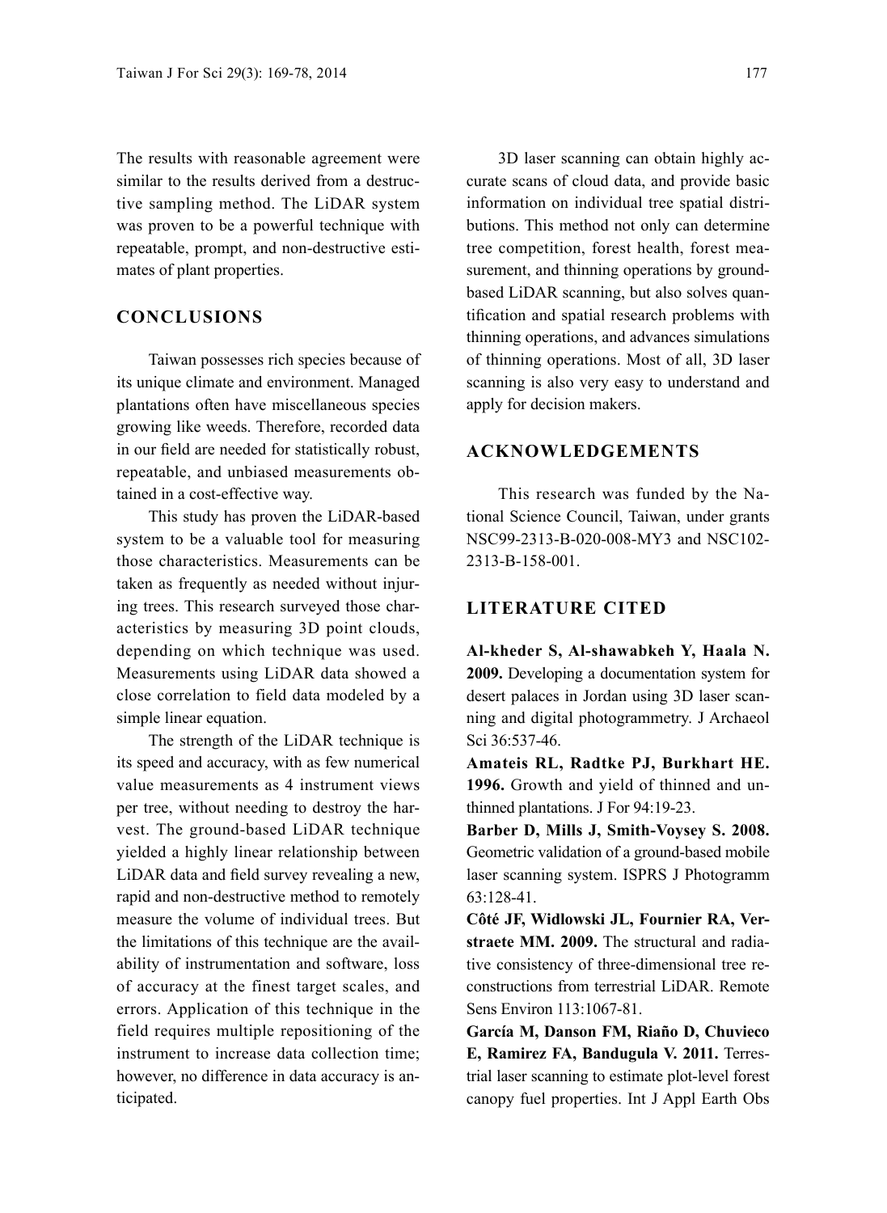The results with reasonable agreement were similar to the results derived from a destructive sampling method. The LiDAR system was proven to be a powerful technique with repeatable, prompt, and non-destructive estimates of plant properties.

## CONCLUSIONS

Taiwan possesses rich species because of its unique climate and environment. Managed plantations often have miscellaneous species growing like weeds. Therefore, recorded data in our field are needed for statistically robust, repeatable, and unbiased measurements obtained in a cost-effective way.

This study has proven the LiDAR-based system to be a valuable tool for measuring those characteristics. Measurements can be taken as frequently as needed without injuring trees. This research surveyed those characteristics by measuring 3D point clouds, depending on which technique was used. Measurements using LiDAR data showed a close correlation to field data modeled by a simple linear equation.

The strength of the LiDAR technique is its speed and accuracy, with as few numerical value measurements as 4 instrument views per tree, without needing to destroy the harvest. The ground-based LiDAR technique yielded a highly linear relationship between LiDAR data and field survey revealing a new, rapid and non-destructive method to remotely measure the volume of individual trees. But the limitations of this technique are the availability of instrumentation and software, loss of accuracy at the finest target scales, and errors. Application of this technique in the field requires multiple repositioning of the instrument to increase data collection time; however, no difference in data accuracy is anticipated.

3D laser scanning can obtain highly accurate scans of cloud data, and provide basic information on individual tree spatial distributions. This method not only can determine tree competition, forest health, forest measurement, and thinning operations by ground-based LiDAR scanning, but also solves quantification and spatial research problems with thinning operations, and advances simulations of thinning operations. Most of all, 3D laser scanning is also very easy to understand and apply for decision makers.

## ACKNOWLEDGEMENTS

This research was funded by the National Science Council, Taiwan, under grants NSC99-2313-B-020-008-MY3 and NSC102-2313-B-158-001.

## LITERATURE CITED

**Al-kheder S, Al-shawabkeh Y, Haala N. 2009.** Developing a documentation system for desert palaces in Jordan using 3D laser scanning and digital photogrammetry. J Archaeol Sci 36:537-46.

**Amateis RL, Radtke PJ, Burkhart HE. 1996.** Growth and yield of thinned and unthinned plantations. J For 94:19-23.

**Barber D, Mills J, Smith-Voysey S. 2008.** Geometric validation of a ground-based mobile laser scanning system. ISPRS J Photogramm 63:128-41.

**Côté JF, Widlowski JL, Fournier RA, Verstraete MM. 2009.** The structural and radiative consistency of three-dimensional tree reconstructions from terrestrial LiDAR. Remote Sens Environ 113:1067-81.

**García M, Danson FM, Riaño D, Chuvieco E, Ramirez FA, Bandugula V. 2011.** Terrestrial laser scanning to estimate plot-level forest canopy fuel properties. Int J Appl Earth Obs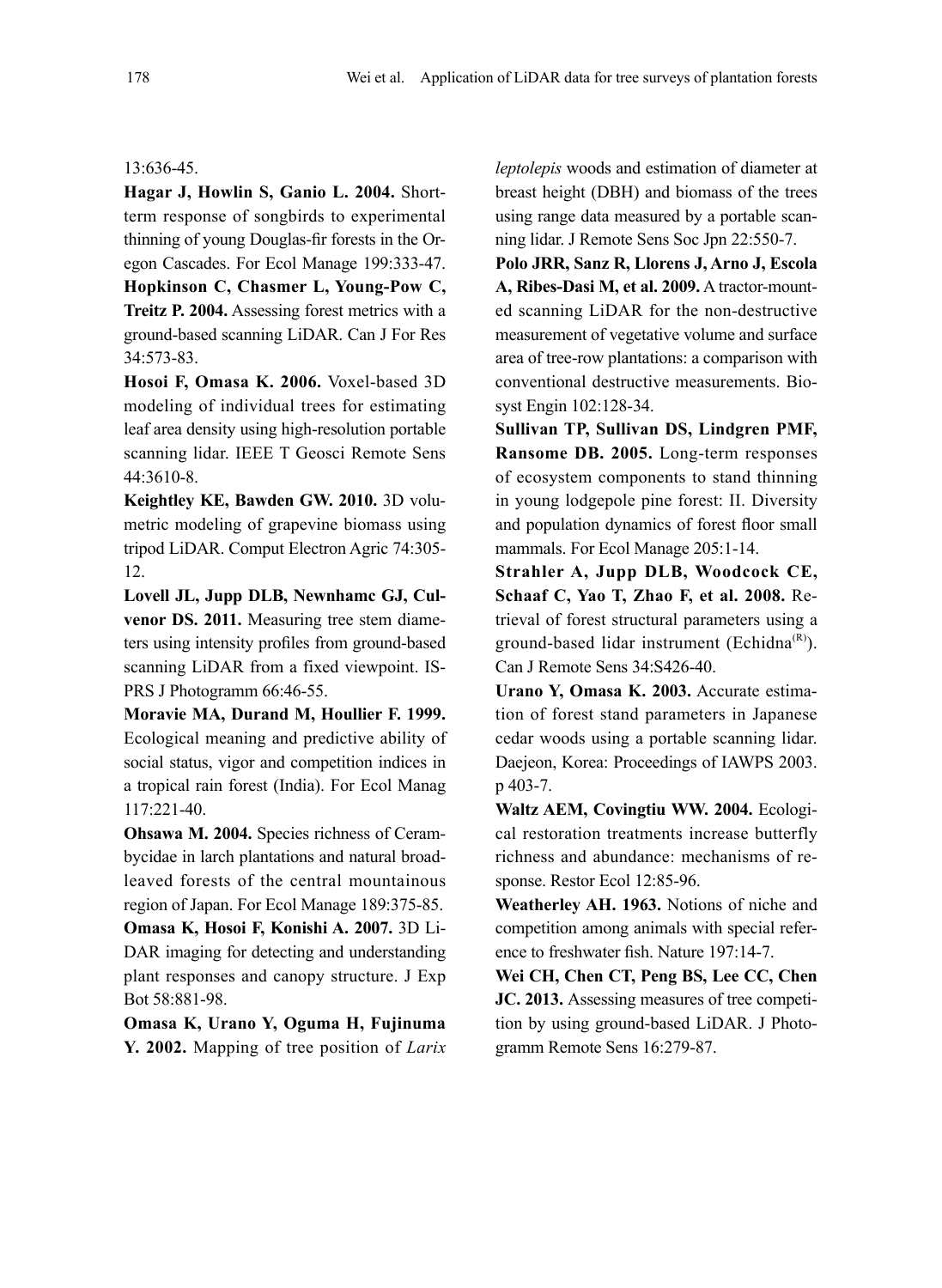13:636-45.

**Hagar J, Howlin S, Ganio L. 2004.** Short-term response of songbirds to experimental thinning of young Douglas-fir forests in the Oregon Cascades. For Ecol Manage 199:333-47.

**Hopkinson C, Chasmer L, Young-Pow C, Treitz P. 2004.** Assessing forest metrics with a ground-based scanning LiDAR. Can J For Res 34:573-83.

**Hosoi F, Omasa K. 2006.** Voxel-based 3D modeling of individual trees for estimating leaf area density using high-resolution portable scanning lidar. IEEE T Geosci Remote Sens 44:3610-8.

**Keightley KE, Bawden GW. 2010.** 3D volumetric modeling of grapevine biomass using tripod LiDAR. Comput Electron Agric 74:305-12.

**Lovell JL, Jupp DLB, Newnhamc GJ, Culvenor DS. 2011.** Measuring tree stem diameters using intensity profiles from ground-based scanning LiDAR from a fixed viewpoint. ISPRS J Photogramm 66:46-55.

**Moravie MA, Durand M, Houllier F. 1999.** Ecological meaning and predictive ability of social status, vigor and competition indices in a tropical rain forest (India). For Ecol Manag 117:221-40.

**Ohsawa M. 2004.** Species richness of Cerambycidae in larch plantations and natural broadleaved forests of the central mountainous region of Japan. For Ecol Manage 189:375-85.

**Omasa K, Hosoi F, Konishi A. 2007.** 3D LiDAR imaging for detecting and understanding plant responses and canopy structure. J Exp Bot 58:881-98.

**Omasa K, Urano Y, Oguma H, Fujinuma Y. 2002.** Mapping of tree position of *Larix leptolepis* woods and estimation of diameter at breast height (DBH) and biomass of the trees using range data measured by a portable scanning lidar. J Remote Sens Soc Jpn 22:550-7.

**Polo JRR, Sanz R, Llorens J, Arno J, Escola A, Ribes-Dasi M, et al. 2009.** A tractor-mounted scanning LiDAR for the non-destructive measurement of vegetative volume and surface area of tree-row plantations: a comparison with conventional destructive measurements. Biosyst Engin 102:128-34.

**Sullivan TP, Sullivan DS, Lindgren PMF, Ransome DB. 2005.** Long-term responses of ecosystem components to stand thinning in young lodgepole pine forest: II. Diversity and population dynamics of forest floor small mammals. For Ecol Manage 205:1-14.

**Strahler A, Jupp DLB, Woodcock CE, Schaaf C, Yao T, Zhao F, et al. 2008.** Retrieval of forest structural parameters using a ground-based lidar instrument (Echidna(R)). Can J Remote Sens 34:S426-40.

**Urano Y, Omasa K. 2003.** Accurate estimation of forest stand parameters in Japanese cedar woods using a portable scanning lidar. Daejeon, Korea: Proceedings of IAWPS 2003. p 403-7.

**Waltz AEM, Covingtiu WW. 2004.** Ecological restoration treatments increase butterfly richness and abundance: mechanisms of response. Restor Ecol 12:85-96.

**Weatherley AH. 1963.** Notions of niche and competition among animals with special reference to freshwater fish. Nature 197:14-7.

**Wei CH, Chen CT, Peng BS, Lee CC, Chen JC. 2013.** Assessing measures of tree competition by using ground-based LiDAR. J Photogramm Remote Sens 16:279-87.